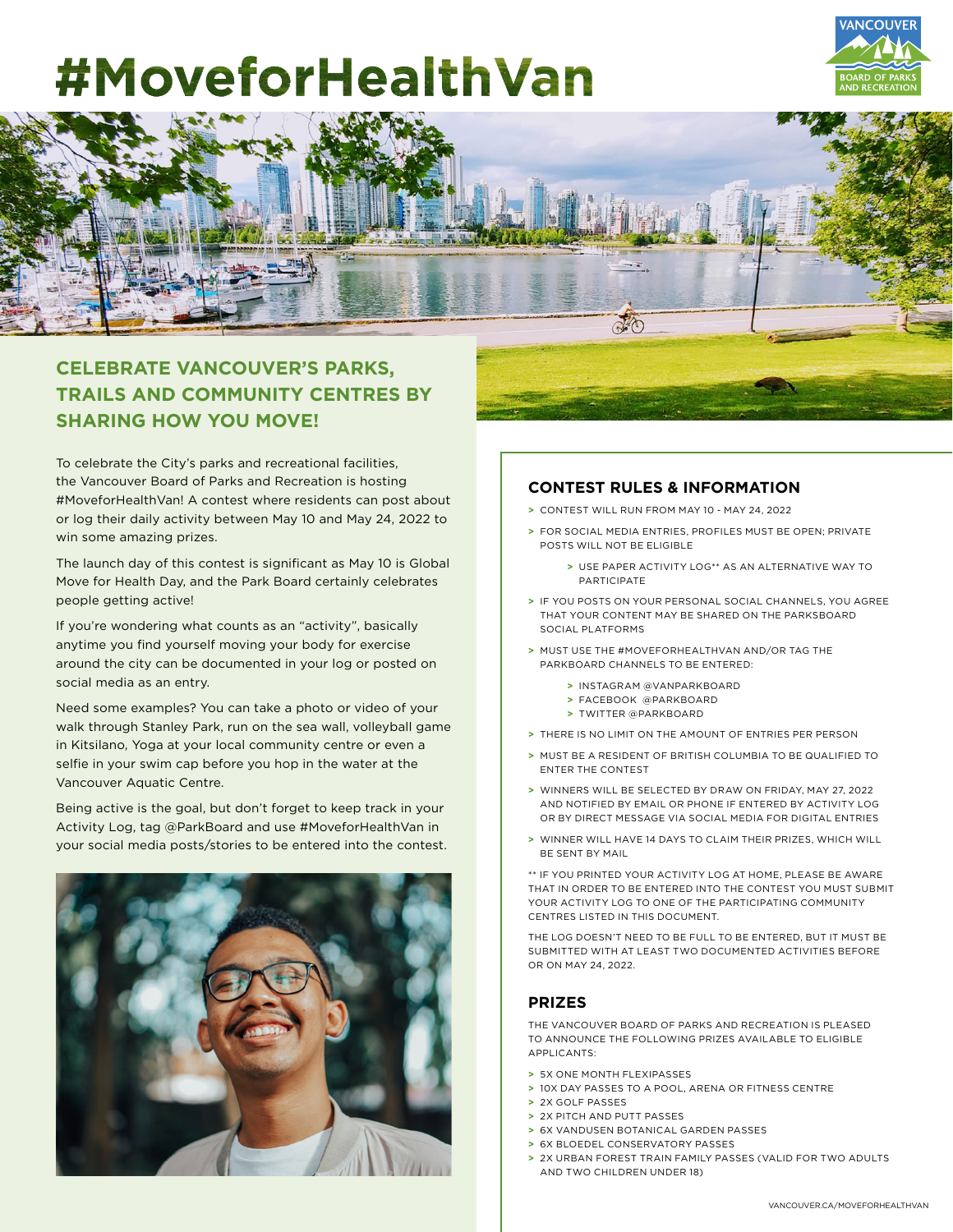# #MoveforHealthVan

VANCOUVER BOARD OF PARKS AND RECREATION

## CELEBRATE VANCOUVER'S PARKS, TRAILS AND COMMUNITY CENTRES BY SHARING HOW YOU MOVE!

To celebrate the City's parks and recreational facilities, the Vancouver Board of Parks and Recreation is hosting #MoveforHealthVan! A contest where residents can post about or log their daily activity between May 10 and May 24, 2022 to win some amazing prizes.

The launch day of this contest is significant as May 10 is Global Move for Health Day, and the Park Board certainly celebrates people getting active!

If you're wondering what counts as an "activity", basically anytime you find yourself moving your body for exercise around the city can be documented in your log or posted on social media as an entry.

Need some examples? You can take a photo or video of your walk through Stanley Park, run on the sea wall, volleyball game in Kitsilano, Yoga at your local community centre or even a selfie in your swim cap before you hop in the water at the Vancouver Aquatic Centre.

Being active is the goal, but don't forget to keep track in your Activity Log, tag @ParkBoard and use #MoveforHealthVan in your social media posts/stories to be entered into the contest.

### CONTEST RULES & INFORMATION

- CONTEST WILL RUN FROM MAY 10 - MAY 24, 2022
- FOR SOCIAL MEDIA ENTRIES, PROFILES MUST BE OPEN; PRIVATE POSTS WILL NOT BE ELIGIBLE
  - USE PAPER ACTIVITY LOG** AS AN ALTERNATIVE WAY TO PARTICIPATE
- IF YOU POSTS ON YOUR PERSONAL SOCIAL CHANNELS, YOU AGREE THAT YOUR CONTENT MAY BE SHARED ON THE PARKSBOARD SOCIAL PLATFORMS
- MUST USE THE #MOVEFORHEALTHVAN AND/OR TAG THE PARKBOARD CHANNELS TO BE ENTERED:
  - INSTAGRAM @VANPARKBOARD
  - FACEBOOK @PARKBOARD
  - TWITTER @PARKBOARD
- THERE IS NO LIMIT ON THE AMOUNT OF ENTRIES PER PERSON
- MUST BE A RESIDENT OF BRITISH COLUMBIA TO BE QUALIFIED TO ENTER THE CONTEST
- WINNERS WILL BE SELECTED BY DRAW ON FRIDAY, MAY 27, 2022 AND NOTIFIED BY EMAIL OR PHONE IF ENTERED BY ACTIVITY LOG OR BY DIRECT MESSAGE VIA SOCIAL MEDIA FOR DIGITAL ENTRIES
- WINNER WILL HAVE 14 DAYS TO CLAIM THEIR PRIZES, WHICH WILL BE SENT BY MAIL

** IF YOU PRINTED YOUR ACTIVITY LOG AT HOME, PLEASE BE AWARE THAT IN ORDER TO BE ENTERED INTO THE CONTEST YOU MUST SUBMIT YOUR ACTIVITY LOG TO ONE OF THE PARTICIPATING COMMUNITY CENTRES LISTED IN THIS DOCUMENT.

THE LOG DOESN'T NEED TO BE FULL TO BE ENTERED, BUT IT MUST BE SUBMITTED WITH AT LEAST TWO DOCUMENTED ACTIVITIES BEFORE OR ON MAY 24, 2022.

### PRIZES

THE VANCOUVER BOARD OF PARKS AND RECREATION IS PLEASED TO ANNOUNCE THE FOLLOWING PRIZES AVAILABLE TO ELIGIBLE APPLICANTS:

- 5X ONE MONTH FLEXIPASSES
- 10X DAY PASSES TO A POOL, ARENA OR FITNESS CENTRE
- 2X GOLF PASSES
- 2X PITCH AND PUTT PASSES
- 6X VANDUSEN BOTANICAL GARDEN PASSES
- 6X BLOEDEL CONSERVATORY PASSES
- 2X URBAN FOREST TRAIN FAMILY PASSES (VALID FOR TWO ADULTS AND TWO CHILDREN UNDER 18)

VANCOUVER.CA/MOVEFORHEALTHVAN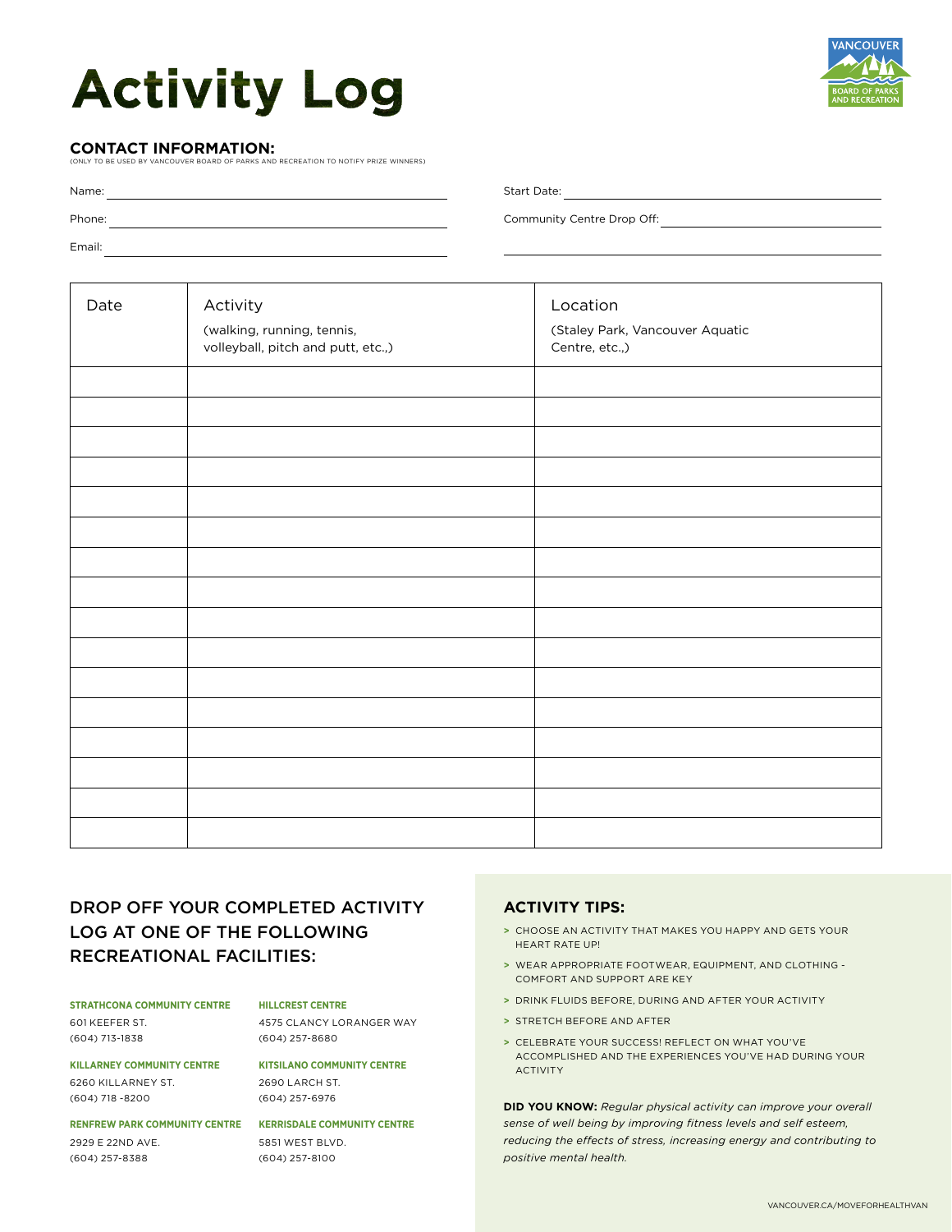# Activity Log

VANCOUVER BOARD OF PARKS AND RECREATION

**CONTACT INFORMATION:**
(ONLY TO BE USED BY VANCOUVER BOARD OF PARKS AND RECREATION TO NOTIFY PRIZE WINNERS)

Name: ____________________

Phone: ____________________

Email: ____________________

Start Date: ____________________

Community Centre Drop Off: ____________________

| Date | Activity (walking, running, tennis, volleyball, pitch and putt, etc.,) | Location (Staley Park, Vancouver Aquatic Centre, etc.,) |
|---|---|---|
| | | |
| | | |
| | | |
| | | |
| | | |
| | | |
| | | |
| | | |
| | | |
| | | |
| | | |
| | | |
| | | |
| | | |
| | | |
| | | |

## DROP OFF YOUR COMPLETED ACTIVITY LOG AT ONE OF THE FOLLOWING RECREATIONAL FACILITIES:

**STRATHCONA COMMUNITY CENTRE**
601 KEEFER ST.
(604) 713-1838

**KILLARNEY COMMUNITY CENTRE**
6260 KILLARNEY ST.
(604) 718 -8200

**RENFREW PARK COMMUNITY CENTRE**
2929 E 22ND AVE.
(604) 257-8388

**HILLCREST CENTRE**
4575 CLANCY LORANGER WAY
(604) 257-8680

**KITSILANO COMMUNITY CENTRE**
2690 LARCH ST.
(604) 257-6976

**KERRISDALE COMMUNITY CENTRE**
5851 WEST BLVD.
(604) 257-8100

### ACTIVITY TIPS:

- CHOOSE AN ACTIVITY THAT MAKES YOU HAPPY AND GETS YOUR HEART RATE UP!
- WEAR APPROPRIATE FOOTWEAR, EQUIPMENT, AND CLOTHING - COMFORT AND SUPPORT ARE KEY
- DRINK FLUIDS BEFORE, DURING AND AFTER YOUR ACTIVITY
- STRETCH BEFORE AND AFTER
- CELEBRATE YOUR SUCCESS! REFLECT ON WHAT YOU'VE ACCOMPLISHED AND THE EXPERIENCES YOU'VE HAD DURING YOUR ACTIVITY

**DID YOU KNOW:** *Regular physical activity can improve your overall sense of well being by improving fitness levels and self esteem, reducing the effects of stress, increasing energy and contributing to positive mental health.*

VANCOUVER.CA/MOVEFORHEALTHVAN